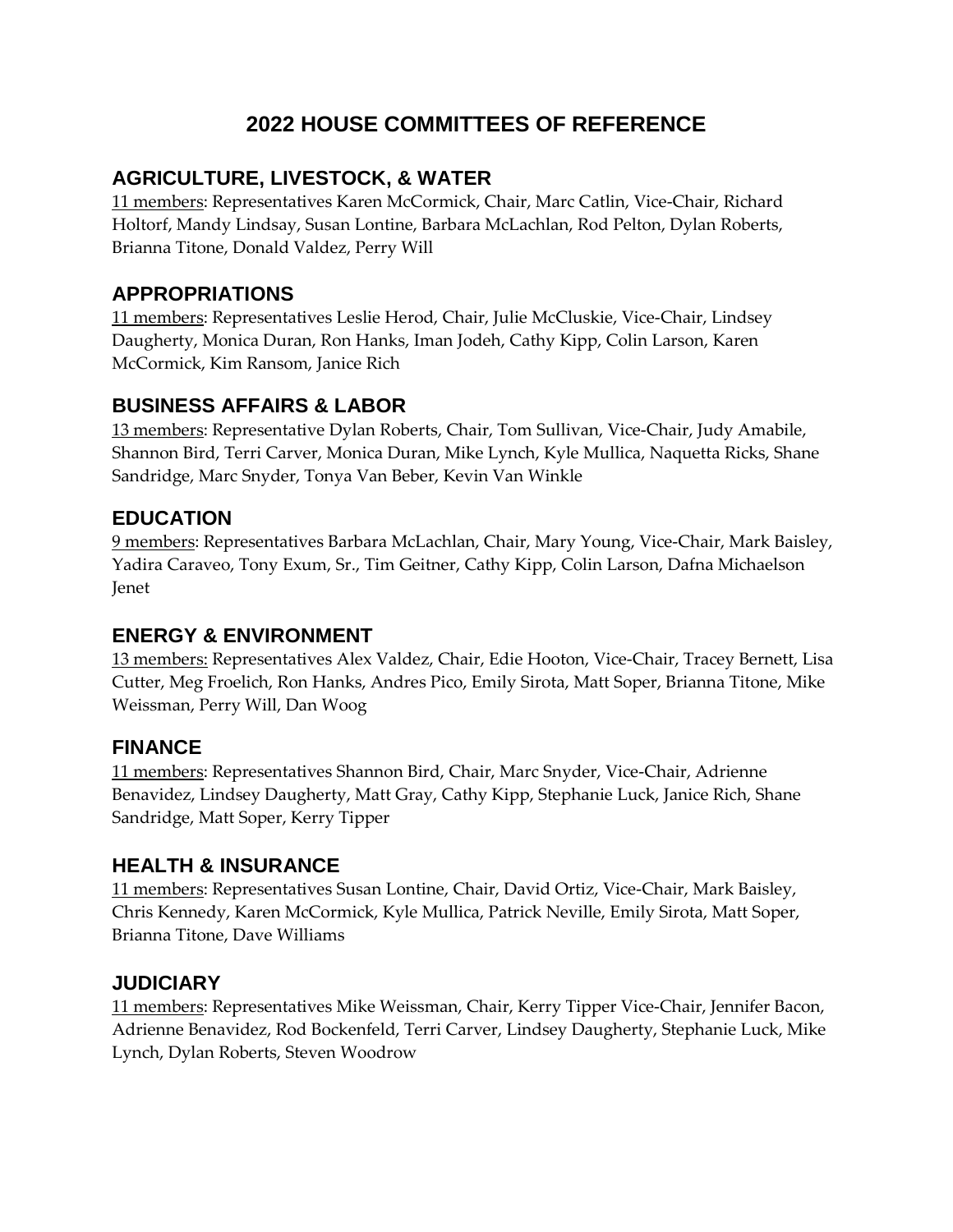# 2022 HOUSE COMMITTEES OF REFERENCE

## AGRICULTURE, LIVESTOCK, & WATER

11 members: Representatives Karen McCormick, Chair, Marc Catlin, Vice-Chair, Richard Holtorf, Mandy Lindsay, Susan Lontine, Barbara McLachlan, Rod Pelton, Dylan Roberts, Brianna Titone, Donald Valdez, Perry Will

## APPROPRIATIONS

11 members: Representatives Leslie Herod, Chair, Julie McCluskie, Vice-Chair, Lindsey Daugherty, Monica Duran, Ron Hanks, Iman Jodeh, Cathy Kipp, Colin Larson, Karen McCormick, Kim Ransom, Janice Rich

## BUSINESS AFFAIRS & LABOR

13 members: Representative Dylan Roberts, Chair, Tom Sullivan, Vice-Chair, Judy Amabile, Shannon Bird, Terri Carver, Monica Duran, Mike Lynch, Kyle Mullica, Naquetta Ricks, Shane Sandridge, Marc Snyder, Tonya Van Beber, Kevin Van Winkle

## EDUCATION

9 members: Representatives Barbara McLachlan, Chair, Mary Young, Vice-Chair, Mark Baisley, Yadira Caraveo, Tony Exum, Sr., Tim Geitner, Cathy Kipp, Colin Larson, Dafna Michaelson Jenet

## ENERGY & ENVIRONMENT

13 members: Representatives Alex Valdez, Chair, Edie Hooton, Vice-Chair, Tracey Bernett, Lisa Cutter, Meg Froelich, Ron Hanks, Andres Pico, Emily Sirota, Matt Soper, Brianna Titone, Mike Weissman, Perry Will, Dan Woog

## FINANCE

11 members: Representatives Shannon Bird, Chair, Marc Snyder, Vice-Chair, Adrienne Benavidez, Lindsey Daugherty, Matt Gray, Cathy Kipp, Stephanie Luck, Janice Rich, Shane Sandridge, Matt Soper, Kerry Tipper

## HEALTH & INSURANCE

11 members: Representatives Susan Lontine, Chair, David Ortiz, Vice-Chair, Mark Baisley, Chris Kennedy, Karen McCormick, Kyle Mullica, Patrick Neville, Emily Sirota, Matt Soper, Brianna Titone, Dave Williams

## JUDICIARY

11 members: Representatives Mike Weissman, Chair, Kerry Tipper Vice-Chair, Jennifer Bacon, Adrienne Benavidez, Rod Bockenfeld, Terri Carver, Lindsey Daugherty, Stephanie Luck, Mike Lynch, Dylan Roberts, Steven Woodrow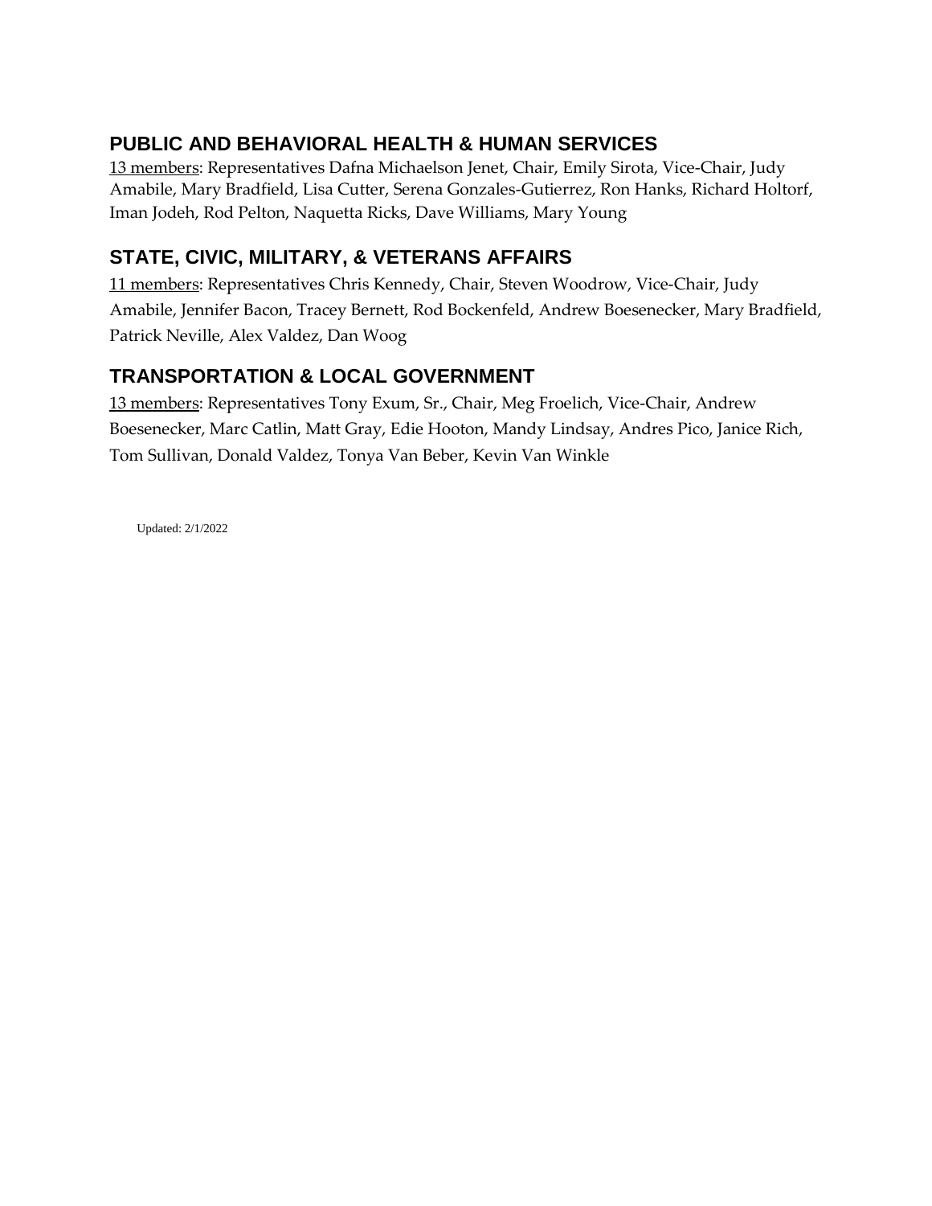## PUBLIC AND BEHAVIORAL HEALTH & HUMAN SERVICES

<u>13 members</u>: Representatives Dafna Michaelson Jenet, Chair, Emily Sirota, Vice-Chair, Judy Amabile, Mary Bradfield, Lisa Cutter, Serena Gonzales-Gutierrez, Ron Hanks, Richard Holtorf, Iman Jodeh, Rod Pelton, Naquetta Ricks, Dave Williams, Mary Young

## STATE, CIVIC, MILITARY, & VETERANS AFFAIRS

<u>11 members</u>: Representatives Chris Kennedy, Chair, Steven Woodrow, Vice-Chair, Judy Amabile, Jennifer Bacon, Tracey Bernett, Rod Bockenfeld, Andrew Boesenecker, Mary Bradfield, Patrick Neville, Alex Valdez, Dan Woog

## TRANSPORTATION & LOCAL GOVERNMENT

<u>13 members</u>: Representatives Tony Exum, Sr., Chair, Meg Froelich, Vice-Chair, Andrew Boesenecker, Marc Catlin, Matt Gray, Edie Hooton, Mandy Lindsay, Andres Pico, Janice Rich, Tom Sullivan, Donald Valdez, Tonya Van Beber, Kevin Van Winkle

Updated: 2/1/2022